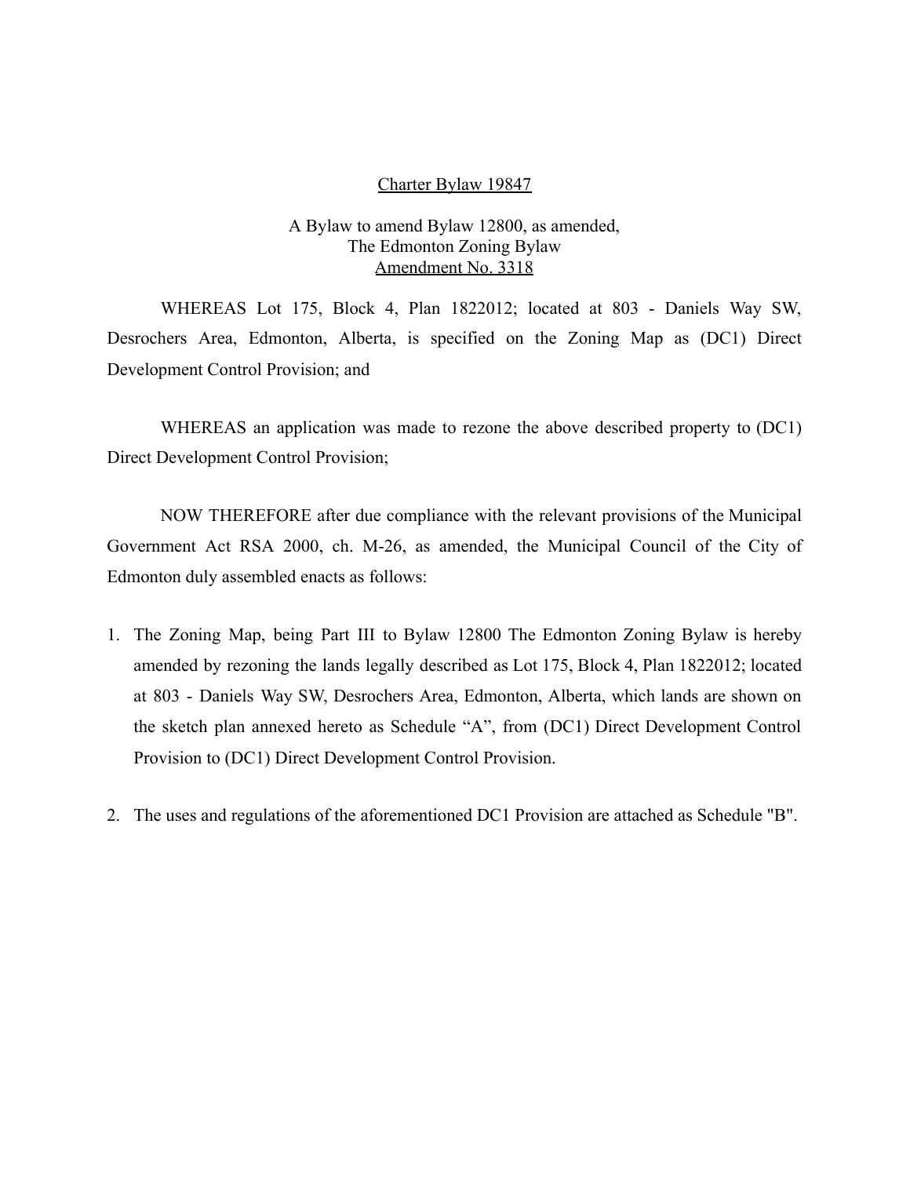<u>Charter Bylaw 19847</u>

A Bylaw to amend Bylaw 12800, as amended,
The Edmonton Zoning Bylaw
<u>Amendment No. 3318</u>

WHEREAS Lot 175, Block 4, Plan 1822012; located at 803 - Daniels Way SW, Desrochers Area, Edmonton, Alberta, is specified on the Zoning Map as (DC1) Direct Development Control Provision; and

WHEREAS an application was made to rezone the above described property to (DC1) Direct Development Control Provision;

NOW THEREFORE after due compliance with the relevant provisions of the Municipal Government Act RSA 2000, ch. M-26, as amended, the Municipal Council of the City of Edmonton duly assembled enacts as follows:

1. The Zoning Map, being Part III to Bylaw 12800 The Edmonton Zoning Bylaw is hereby amended by rezoning the lands legally described as Lot 175, Block 4, Plan 1822012; located at 803 - Daniels Way SW, Desrochers Area, Edmonton, Alberta, which lands are shown on the sketch plan annexed hereto as Schedule “A”, from (DC1) Direct Development Control Provision to (DC1) Direct Development Control Provision.

2. The uses and regulations of the aforementioned DC1 Provision are attached as Schedule "B".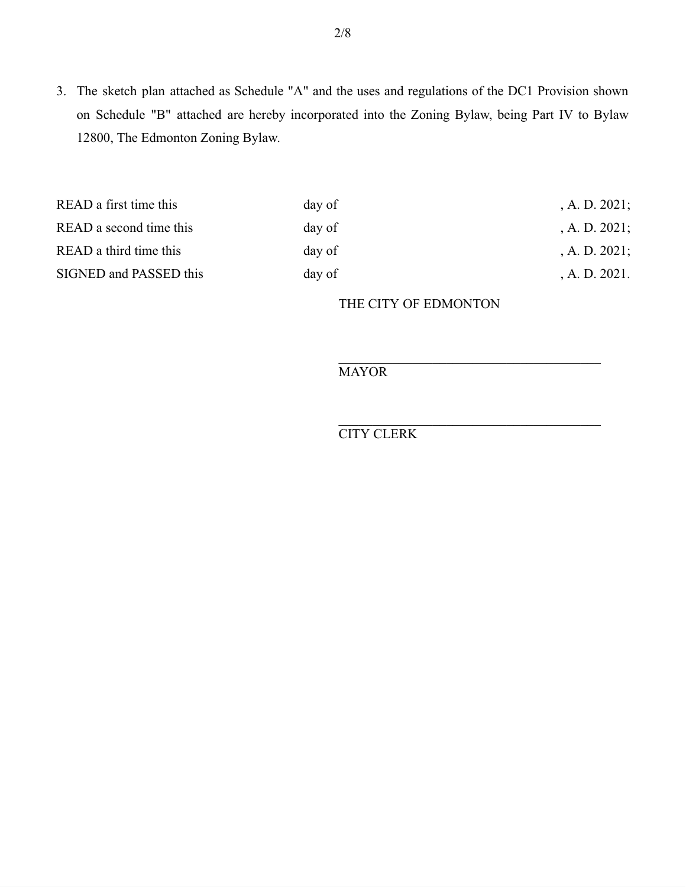3. The sketch plan attached as Schedule "A" and the uses and regulations of the DC1 Provision shown on Schedule "B" attached are hereby incorporated into the Zoning Bylaw, being Part IV to Bylaw 12800, The Edmonton Zoning Bylaw.

| | | |
|---|---|---|
| READ a first time this | day of | , A. D. 2021; |
| READ a second time this | day of | , A. D. 2021; |
| READ a third time this | day of | , A. D. 2021; |
| SIGNED and PASSED this | day of | , A. D. 2021. |

THE CITY OF EDMONTON

_______________________________________
MAYOR

_______________________________________
CITY CLERK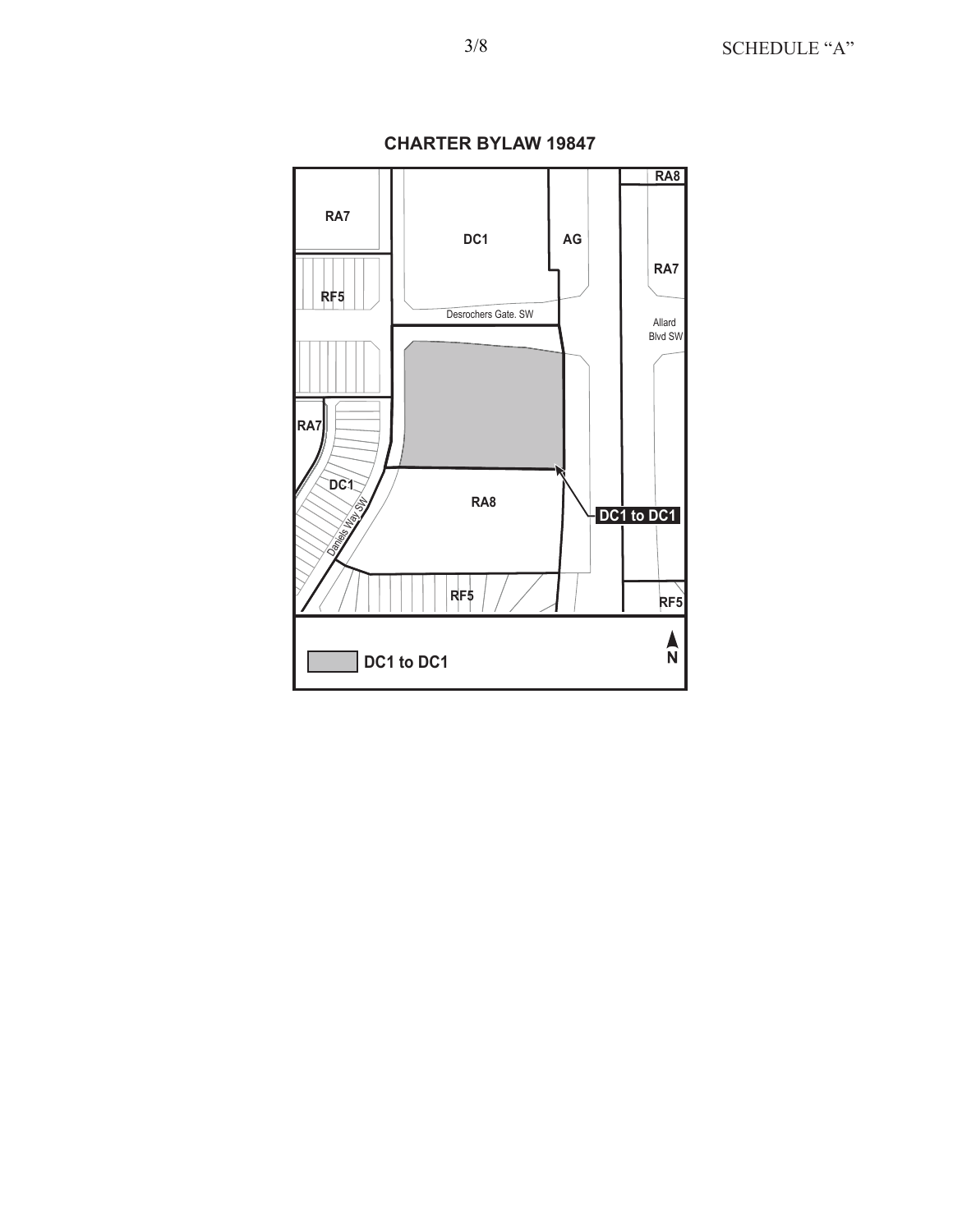SCHEDULE “A”

## CHARTER BYLAW 19847

RA8

RA7

DC1

AG

RA7

RF5

Desrochers Gate. SW

Allard Blvd SW

RA7

DC1

Daniels Way SW

RA8

DC1 to DC1

RF5

RF5

DC1 to DC1

N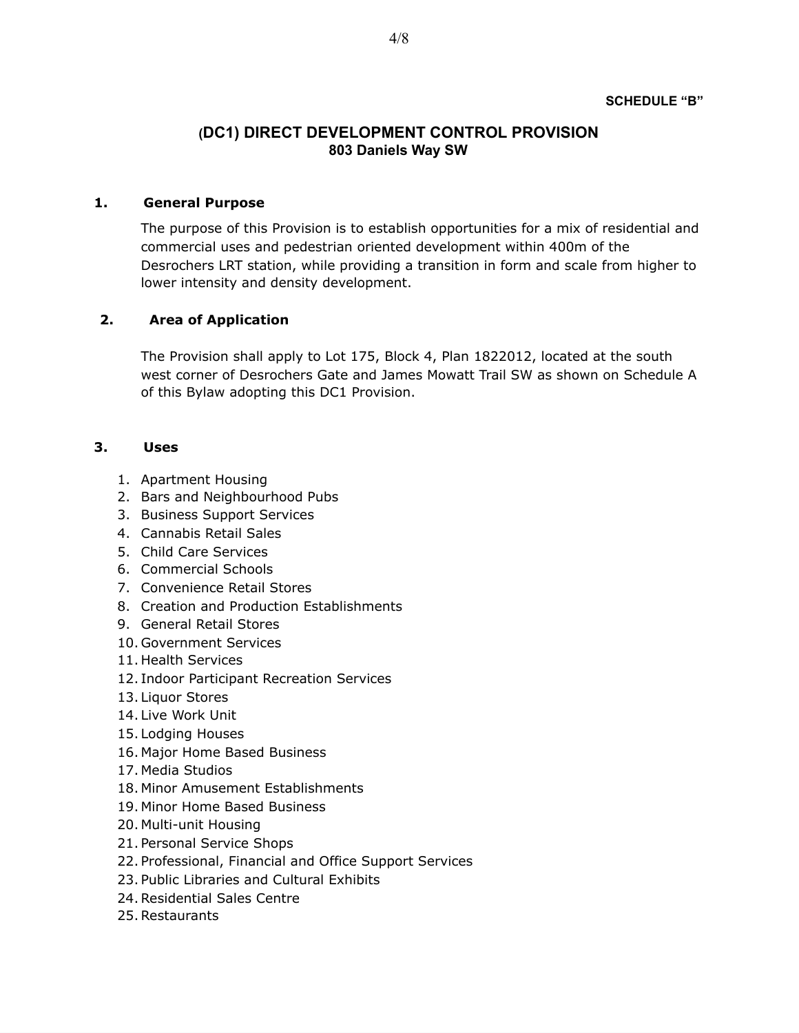**SCHEDULE "B"**

# (DC1) DIRECT DEVELOPMENT CONTROL PROVISION
## 803 Daniels Way SW

### 1. General Purpose

The purpose of this Provision is to establish opportunities for a mix of residential and commercial uses and pedestrian oriented development within 400m of the Desrochers LRT station, while providing a transition in form and scale from higher to lower intensity and density development.

### 2. Area of Application

The Provision shall apply to Lot 175, Block 4, Plan 1822012, located at the south west corner of Desrochers Gate and James Mowatt Trail SW as shown on Schedule A of this Bylaw adopting this DC1 Provision.

### 3. Uses

1. Apartment Housing
2. Bars and Neighbourhood Pubs
3. Business Support Services
4. Cannabis Retail Sales
5. Child Care Services
6. Commercial Schools
7. Convenience Retail Stores
8. Creation and Production Establishments
9. General Retail Stores
10. Government Services
11. Health Services
12. Indoor Participant Recreation Services
13. Liquor Stores
14. Live Work Unit
15. Lodging Houses
16. Major Home Based Business
17. Media Studios
18. Minor Amusement Establishments
19. Minor Home Based Business
20. Multi-unit Housing
21. Personal Service Shops
22. Professional, Financial and Office Support Services
23. Public Libraries and Cultural Exhibits
24. Residential Sales Centre
25. Restaurants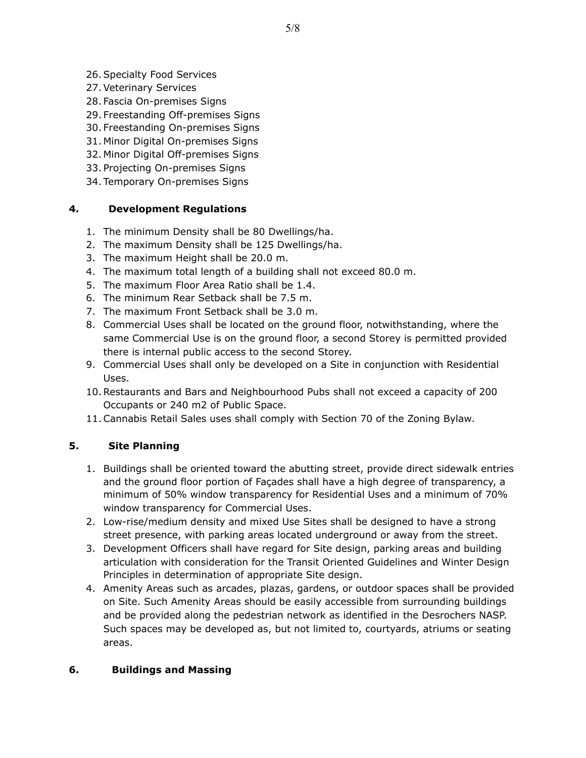26. Specialty Food Services
27. Veterinary Services
28. Fascia On-premises Signs
29. Freestanding Off-premises Signs
30. Freestanding On-premises Signs
31. Minor Digital On-premises Signs
32. Minor Digital Off-premises Signs
33. Projecting On-premises Signs
34. Temporary On-premises Signs

## 4. Development Regulations

1. The minimum Density shall be 80 Dwellings/ha.
2. The maximum Density shall be 125 Dwellings/ha.
3. The maximum Height shall be 20.0 m.
4. The maximum total length of a building shall not exceed 80.0 m.
5. The maximum Floor Area Ratio shall be 1.4.
6. The minimum Rear Setback shall be 7.5 m.
7. The maximum Front Setback shall be 3.0 m.
8. Commercial Uses shall be located on the ground floor, notwithstanding, where the same Commercial Use is on the ground floor, a second Storey is permitted provided there is internal public access to the second Storey.
9. Commercial Uses shall only be developed on a Site in conjunction with Residential Uses.
10. Restaurants and Bars and Neighbourhood Pubs shall not exceed a capacity of 200 Occupants or 240 m2 of Public Space.
11. Cannabis Retail Sales uses shall comply with Section 70 of the Zoning Bylaw.

## 5. Site Planning

1. Buildings shall be oriented toward the abutting street, provide direct sidewalk entries and the ground floor portion of Façades shall have a high degree of transparency, a minimum of 50% window transparency for Residential Uses and a minimum of 70% window transparency for Commercial Uses.
2. Low-rise/medium density and mixed Use Sites shall be designed to have a strong street presence, with parking areas located underground or away from the street.
3. Development Officers shall have regard for Site design, parking areas and building articulation with consideration for the Transit Oriented Guidelines and Winter Design Principles in determination of appropriate Site design.
4. Amenity Areas such as arcades, plazas, gardens, or outdoor spaces shall be provided on Site. Such Amenity Areas should be easily accessible from surrounding buildings and be provided along the pedestrian network as identified in the Desrochers NASP. Such spaces may be developed as, but not limited to, courtyards, atriums or seating areas.

## 6. Buildings and Massing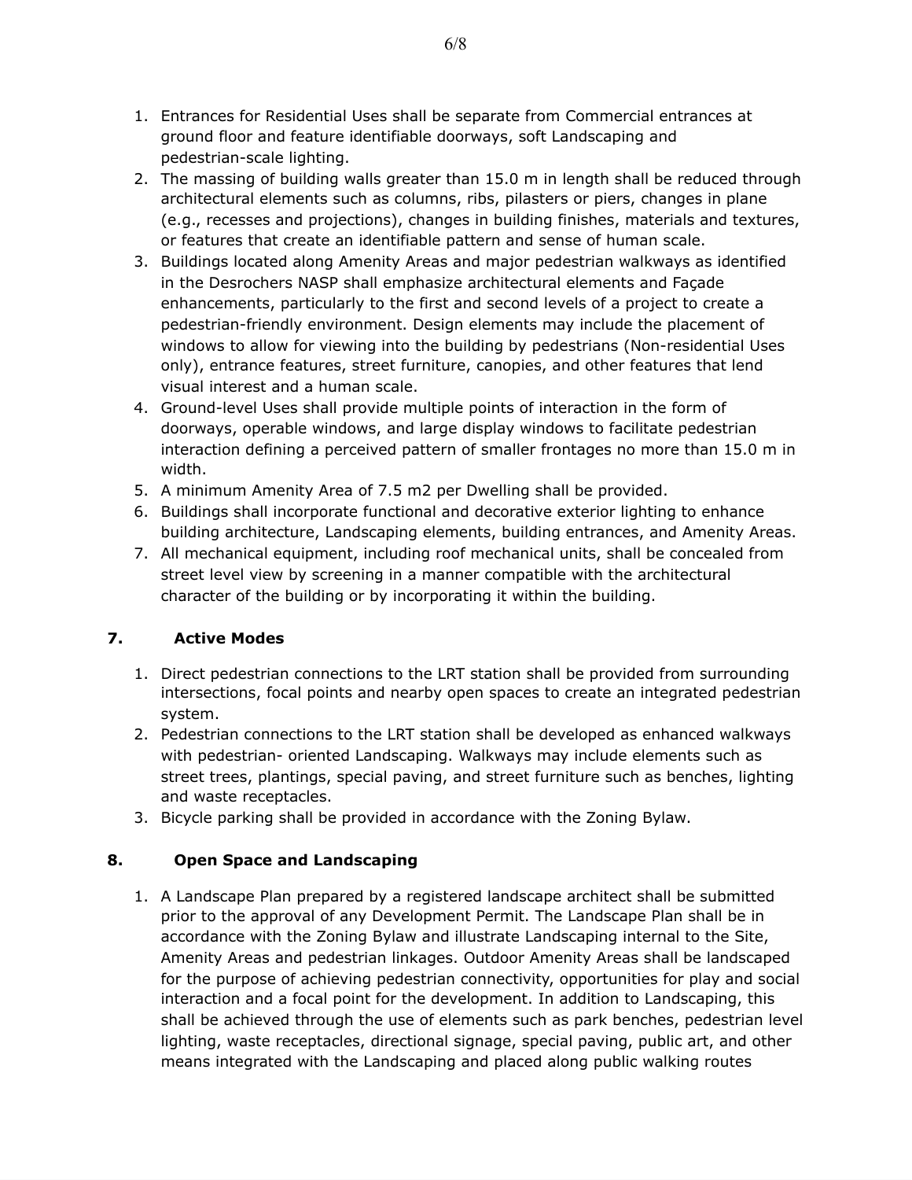1. Entrances for Residential Uses shall be separate from Commercial entrances at ground floor and feature identifiable doorways, soft Landscaping and pedestrian-scale lighting.
2. The massing of building walls greater than 15.0 m in length shall be reduced through architectural elements such as columns, ribs, pilasters or piers, changes in plane (e.g., recesses and projections), changes in building finishes, materials and textures, or features that create an identifiable pattern and sense of human scale.
3. Buildings located along Amenity Areas and major pedestrian walkways as identified in the Desrochers NASP shall emphasize architectural elements and Façade enhancements, particularly to the first and second levels of a project to create a pedestrian-friendly environment. Design elements may include the placement of windows to allow for viewing into the building by pedestrians (Non-residential Uses only), entrance features, street furniture, canopies, and other features that lend visual interest and a human scale.
4. Ground-level Uses shall provide multiple points of interaction in the form of doorways, operable windows, and large display windows to facilitate pedestrian interaction defining a perceived pattern of smaller frontages no more than 15.0 m in width.
5. A minimum Amenity Area of 7.5 m2 per Dwelling shall be provided.
6. Buildings shall incorporate functional and decorative exterior lighting to enhance building architecture, Landscaping elements, building entrances, and Amenity Areas.
7. All mechanical equipment, including roof mechanical units, shall be concealed from street level view by screening in a manner compatible with the architectural character of the building or by incorporating it within the building.

## 7. Active Modes

1. Direct pedestrian connections to the LRT station shall be provided from surrounding intersections, focal points and nearby open spaces to create an integrated pedestrian system.
2. Pedestrian connections to the LRT station shall be developed as enhanced walkways with pedestrian- oriented Landscaping. Walkways may include elements such as street trees, plantings, special paving, and street furniture such as benches, lighting and waste receptacles.
3. Bicycle parking shall be provided in accordance with the Zoning Bylaw.

## 8. Open Space and Landscaping

1. A Landscape Plan prepared by a registered landscape architect shall be submitted prior to the approval of any Development Permit. The Landscape Plan shall be in accordance with the Zoning Bylaw and illustrate Landscaping internal to the Site, Amenity Areas and pedestrian linkages. Outdoor Amenity Areas shall be landscaped for the purpose of achieving pedestrian connectivity, opportunities for play and social interaction and a focal point for the development. In addition to Landscaping, this shall be achieved through the use of elements such as park benches, pedestrian level lighting, waste receptacles, directional signage, special paving, public art, and other means integrated with the Landscaping and placed along public walking routes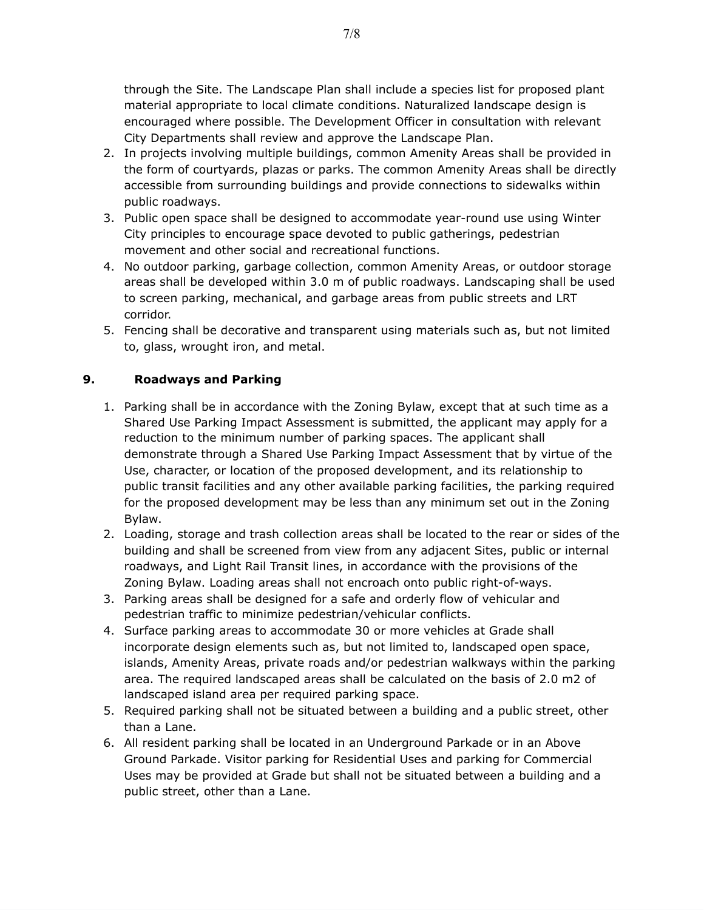through the Site. The Landscape Plan shall include a species list for proposed plant material appropriate to local climate conditions. Naturalized landscape design is encouraged where possible. The Development Officer in consultation with relevant City Departments shall review and approve the Landscape Plan.

2. In projects involving multiple buildings, common Amenity Areas shall be provided in the form of courtyards, plazas or parks. The common Amenity Areas shall be directly accessible from surrounding buildings and provide connections to sidewalks within public roadways.
3. Public open space shall be designed to accommodate year-round use using Winter City principles to encourage space devoted to public gatherings, pedestrian movement and other social and recreational functions.
4. No outdoor parking, garbage collection, common Amenity Areas, or outdoor storage areas shall be developed within 3.0 m of public roadways. Landscaping shall be used to screen parking, mechanical, and garbage areas from public streets and LRT corridor.
5. Fencing shall be decorative and transparent using materials such as, but not limited to, glass, wrought iron, and metal.

## 9. Roadways and Parking

1. Parking shall be in accordance with the Zoning Bylaw, except that at such time as a Shared Use Parking Impact Assessment is submitted, the applicant may apply for a reduction to the minimum number of parking spaces. The applicant shall demonstrate through a Shared Use Parking Impact Assessment that by virtue of the Use, character, or location of the proposed development, and its relationship to public transit facilities and any other available parking facilities, the parking required for the proposed development may be less than any minimum set out in the Zoning Bylaw.
2. Loading, storage and trash collection areas shall be located to the rear or sides of the building and shall be screened from view from any adjacent Sites, public or internal roadways, and Light Rail Transit lines, in accordance with the provisions of the Zoning Bylaw. Loading areas shall not encroach onto public right-of-ways.
3. Parking areas shall be designed for a safe and orderly flow of vehicular and pedestrian traffic to minimize pedestrian/vehicular conflicts.
4. Surface parking areas to accommodate 30 or more vehicles at Grade shall incorporate design elements such as, but not limited to, landscaped open space, islands, Amenity Areas, private roads and/or pedestrian walkways within the parking area. The required landscaped areas shall be calculated on the basis of 2.0 m2 of landscaped island area per required parking space.
5. Required parking shall not be situated between a building and a public street, other than a Lane.
6. All resident parking shall be located in an Underground Parkade or in an Above Ground Parkade. Visitor parking for Residential Uses and parking for Commercial Uses may be provided at Grade but shall not be situated between a building and a public street, other than a Lane.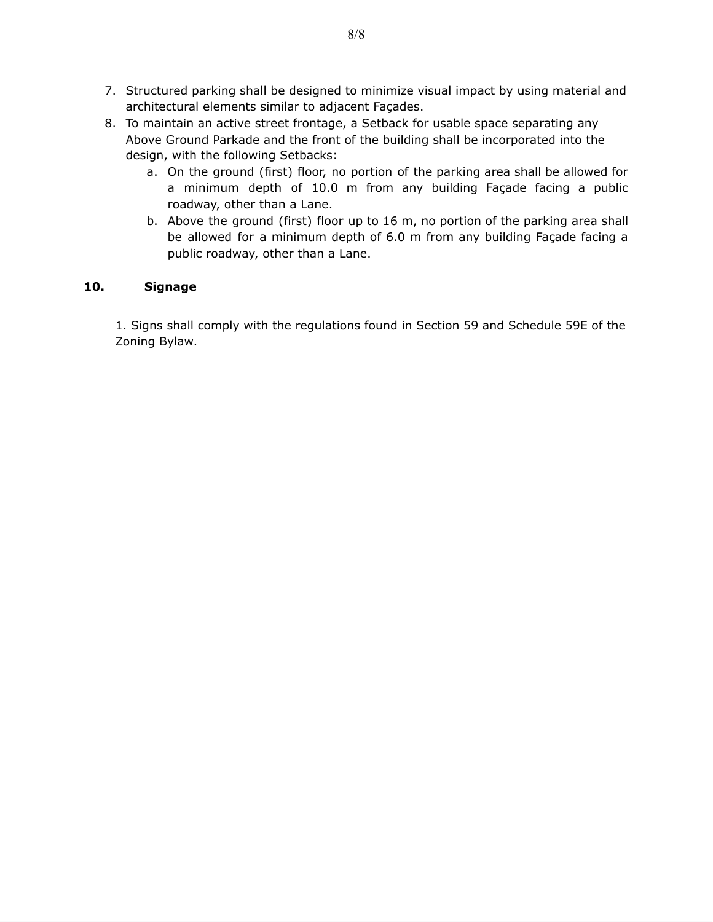7. Structured parking shall be designed to minimize visual impact by using material and architectural elements similar to adjacent Façades.
8. To maintain an active street frontage, a Setback for usable space separating any Above Ground Parkade and the front of the building shall be incorporated into the design, with the following Setbacks:
    a. On the ground (first) floor, no portion of the parking area shall be allowed for a minimum depth of 10.0 m from any building Façade facing a public roadway, other than a Lane.
    b. Above the ground (first) floor up to 16 m, no portion of the parking area shall be allowed for a minimum depth of 6.0 m from any building Façade facing a public roadway, other than a Lane.

## 10. Signage

1. Signs shall comply with the regulations found in Section 59 and Schedule 59E of the Zoning Bylaw.